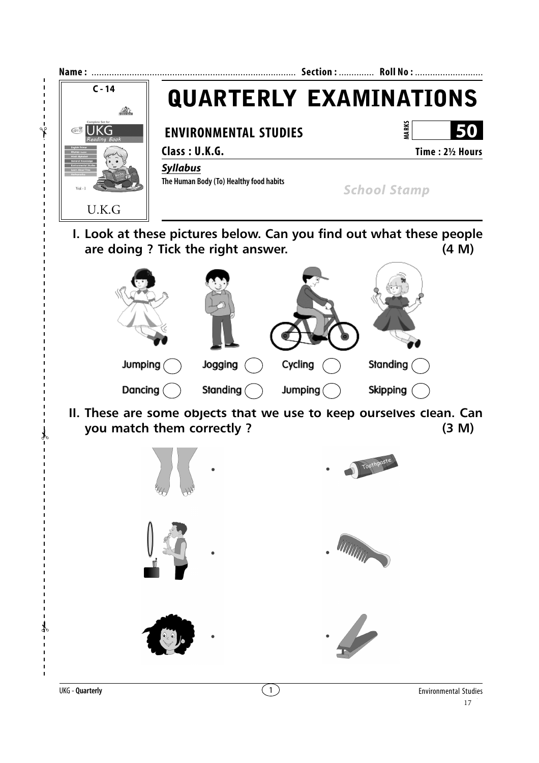Name : ................................................................................ Section : ............. Roll No : ...........................

C - 14

UKG Reading Book

U.K.G

# QUARTERLY EXAMINATIONS

## ENVIRONMENTAL STUDIES

MARKS 50

**Class : U.K.G.** **Time : 2½ Hours**

***Syllabus***

**The Human Body (To) Healthy food habits**

*School Stamp*

**I. Look at these pictures below. Can you find out what these people are doing ? Tick the right answer. (4 M)**

| | | | |
|---|---|---|---|
| Jumping ◯ | Jogging ◯ | Cycling ◯ | Standing ◯ |
| Dancing ◯ | Standing ◯ | Jumping ◯ | Skipping ◯ |

**II. These are some objects that we use to keep ourselves clean. Can you match them correctly ? (3 M)**

Toothpaste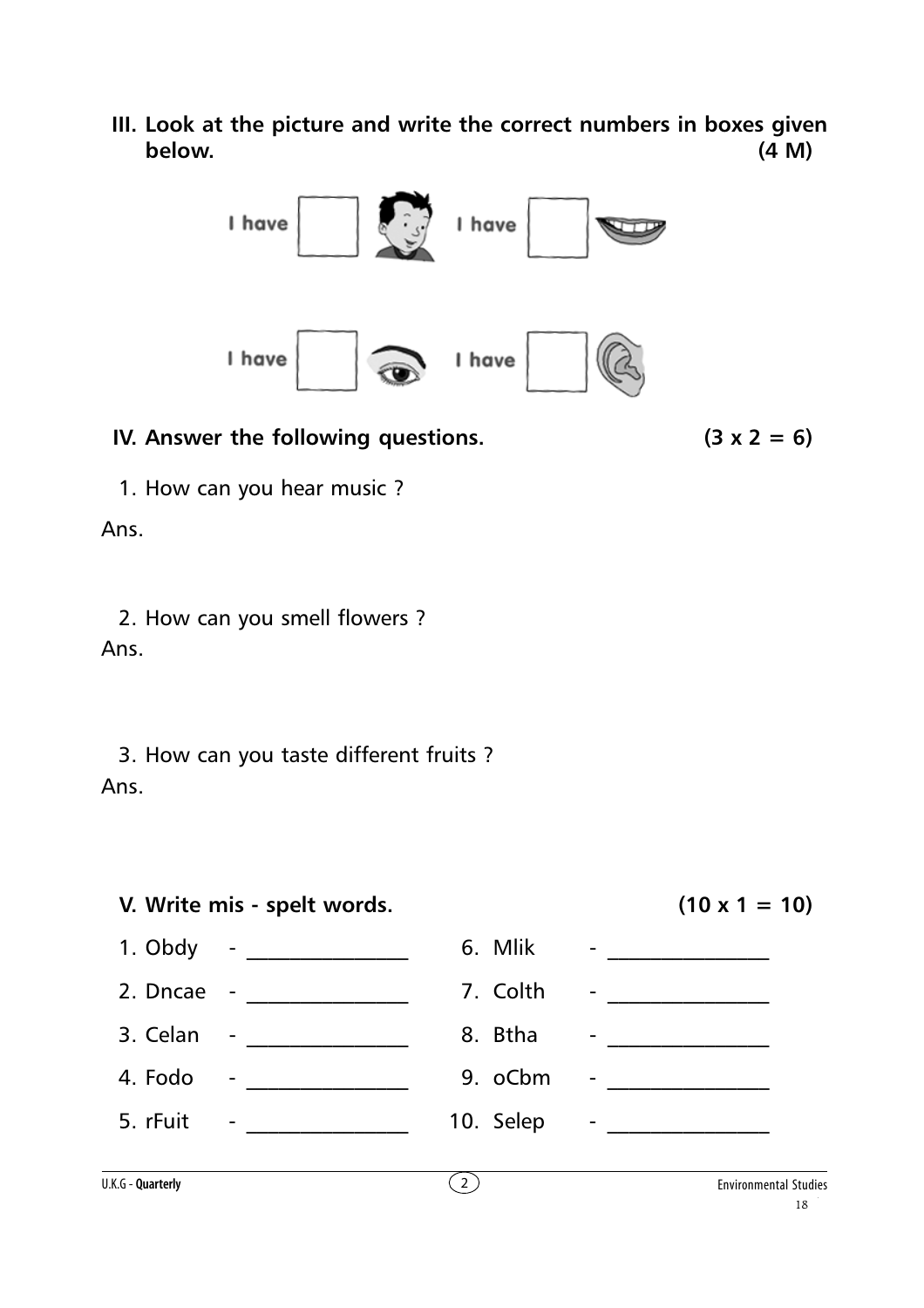**III. Look at the picture and write the correct numbers in boxes given below. (4 M)**

I have ☐ I have ☐

I have ☐ I have ☐

**IV. Answer the following questions. (3 x 2 = 6)**

1. How can you hear music ?

Ans.

2. How can you smell flowers ?

Ans.

3. How can you taste different fruits ?

Ans.

**V. Write mis - spelt words. (10 x 1 = 10)**

1. Obdy - ______________
2. Dncae - ______________
3. Celan - ______________
4. Fodo - ______________
5. rFuit - ______________
6. Mlik - ______________
7. Colth - ______________
8. Btha - ______________
9. oCbm - ______________
10. Selep - ______________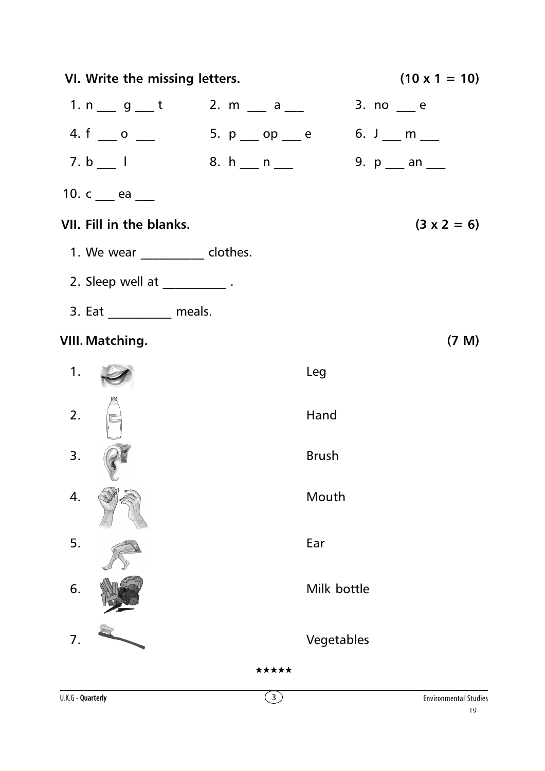### VI. Write the missing letters. (10 x 1 = 10)

1. n ___ g ___ t
2. m ___ a ___
3. no ___ e
4. f ___ o ___
5. p ___ op ___ e
6. J ___ m ___
7. b ___ l
8. h ___ n ___
9. p ___ an ___
10. c ___ ea ___

### VII. Fill in the blanks. (3 x 2 = 6)

1. We wear __________ clothes.
2. Sleep well at __________ .
3. Eat __________ meals.

### VIII. Matching. (7 M)

1. Leg
2. Hand
3. Brush
4. Mouth
5. Ear
6. Milk bottle
7. Vegetables

★★★★★